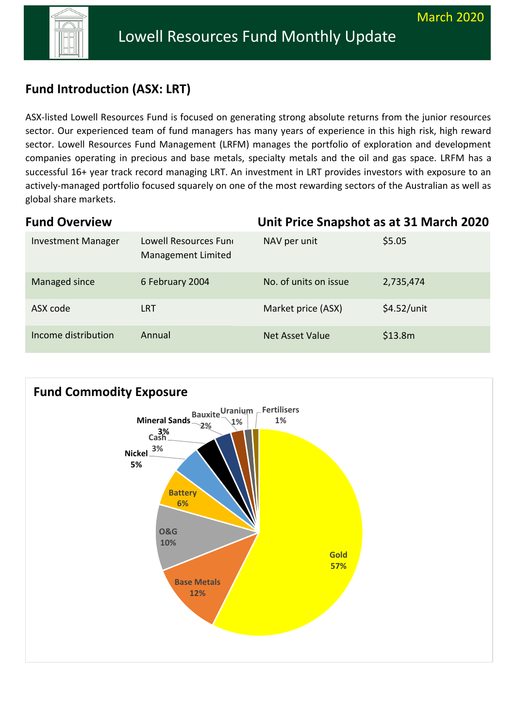March 2020

# Lowell Resources Fund Monthly Update

## Fund Introduction (ASX: LRT)

ASX-listed Lowell Resources Fund is focused on generating strong absolute returns from the junior resources sector. Our experienced team of fund managers has many years of experience in this high risk, high reward sector. Lowell Resources Fund Management (LRFM) manages the portfolio of exploration and development companies operating in precious and base metals, specialty metals and the oil and gas space. LRFM has a successful 16+ year track record managing LRT. An investment in LRT provides investors with exposure to an actively-managed portfolio focused squarely on one of the most rewarding sectors of the Australian as well as global share markets.

## Fund Overview

| | |
|---|---|
| Investment Manager | Lowell Resources Fund Management Limited |
| Managed since | 6 February 2004 |
| ASX code | LRT |
| Income distribution | Annual |

## Unit Price Snapshot as at 31 March 2020

| | |
|---|---|
| NAV per unit | $5.05 |
| No. of units on issue | 2,735,474 |
| Market price (ASX) | $4.52/unit |
| Net Asset Value | $13.8m |

## Fund Commodity Exposure

| Commodity | Exposure |
|---|---|
| Gold | 57% |
| Base Metals | 12% |
| O&G | 10% |
| Battery | 6% |
| Nickel | 5% |
| Cash | 3% |
| Mineral Sands | 3% |
| Bauxite | 2% |
| Uranium | 1% |
| Fertilisers | 1% |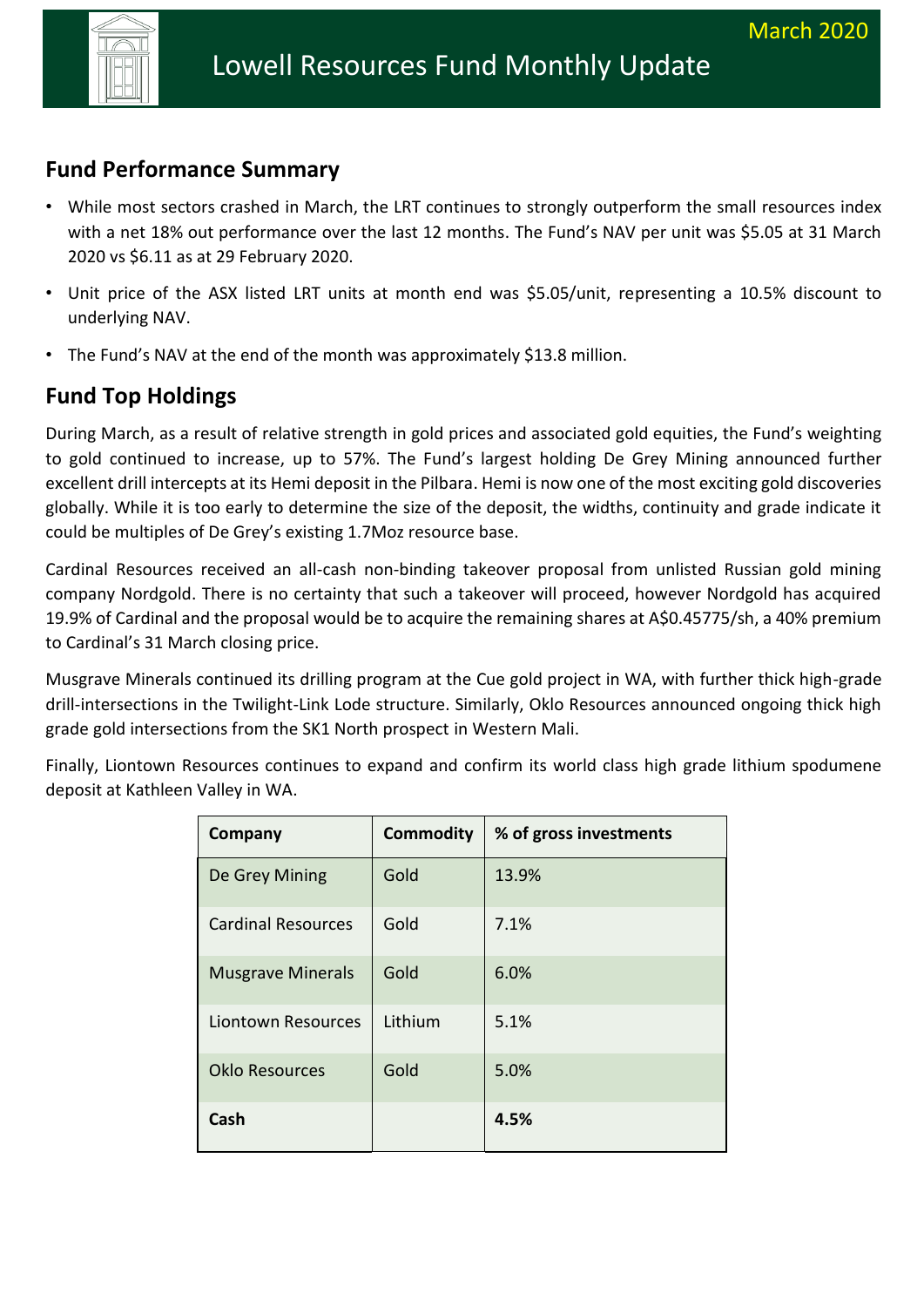# Lowell Resources Fund Monthly Update

March 2020

## Fund Performance Summary

- While most sectors crashed in March, the LRT continues to strongly outperform the small resources index with a net 18% out performance over the last 12 months. The Fund's NAV per unit was $5.05 at 31 March 2020 vs $6.11 as at 29 February 2020.
- Unit price of the ASX listed LRT units at month end was $5.05/unit, representing a 10.5% discount to underlying NAV.
- The Fund's NAV at the end of the month was approximately $13.8 million.

## Fund Top Holdings

During March, as a result of relative strength in gold prices and associated gold equities, the Fund's weighting to gold continued to increase, up to 57%. The Fund's largest holding De Grey Mining announced further excellent drill intercepts at its Hemi deposit in the Pilbara. Hemi is now one of the most exciting gold discoveries globally. While it is too early to determine the size of the deposit, the widths, continuity and grade indicate it could be multiples of De Grey's existing 1.7Moz resource base.

Cardinal Resources received an all-cash non-binding takeover proposal from unlisted Russian gold mining company Nordgold. There is no certainty that such a takeover will proceed, however Nordgold has acquired 19.9% of Cardinal and the proposal would be to acquire the remaining shares at A$0.45775/sh, a 40% premium to Cardinal's 31 March closing price.

Musgrave Minerals continued its drilling program at the Cue gold project in WA, with further thick high-grade drill-intersections in the Twilight-Link Lode structure. Similarly, Oklo Resources announced ongoing thick high grade gold intersections from the SK1 North prospect in Western Mali.

Finally, Liontown Resources continues to expand and confirm its world class high grade lithium spodumene deposit at Kathleen Valley in WA.

| Company | Commodity | % of gross investments |
|---|---|---|
| De Grey Mining | Gold | 13.9% |
| Cardinal Resources | Gold | 7.1% |
| Musgrave Minerals | Gold | 6.0% |
| Liontown Resources | Lithium | 5.1% |
| Oklo Resources | Gold | 5.0% |
| **Cash** | | **4.5%** |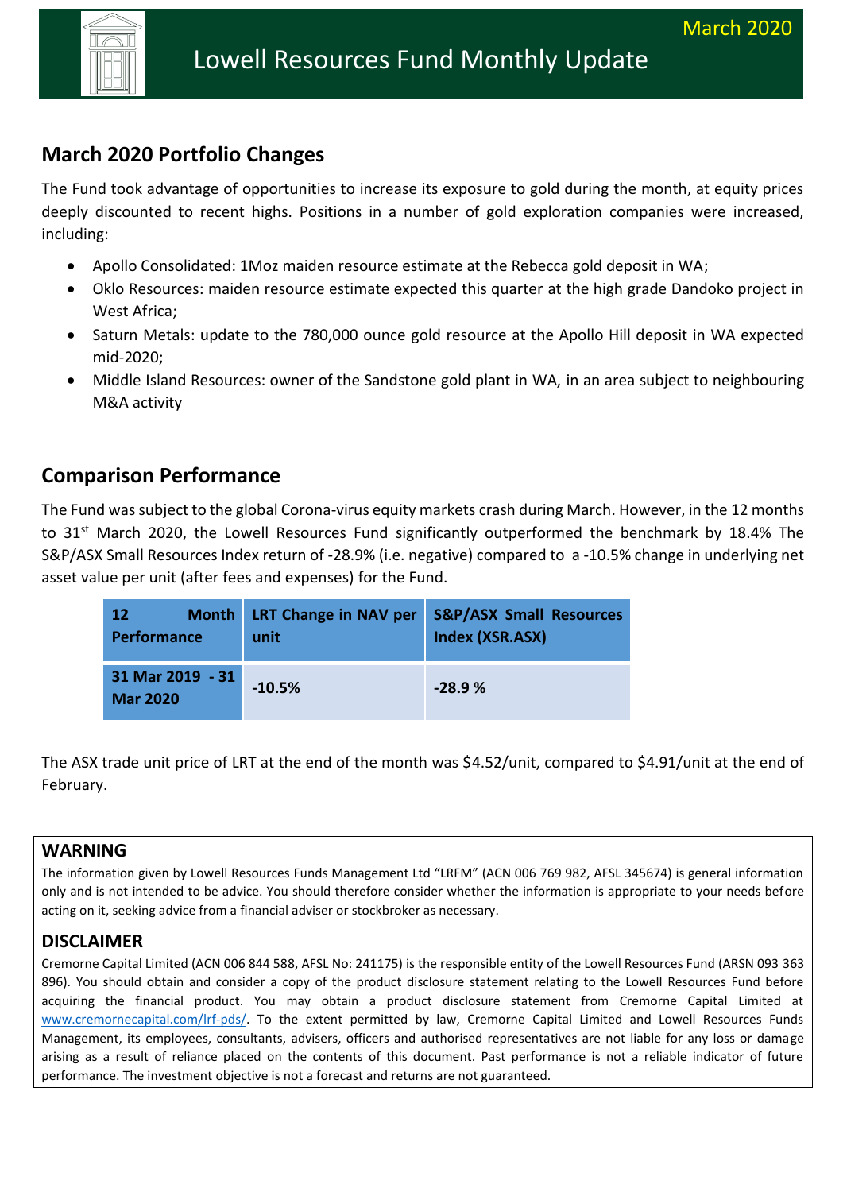March 2020

# Lowell Resources Fund Monthly Update

## March 2020 Portfolio Changes

The Fund took advantage of opportunities to increase its exposure to gold during the month, at equity prices deeply discounted to recent highs. Positions in a number of gold exploration companies were increased, including:

- Apollo Consolidated: 1Moz maiden resource estimate at the Rebecca gold deposit in WA;
- Oklo Resources: maiden resource estimate expected this quarter at the high grade Dandoko project in West Africa;
- Saturn Metals: update to the 780,000 ounce gold resource at the Apollo Hill deposit in WA expected mid-2020;
- Middle Island Resources: owner of the Sandstone gold plant in WA, in an area subject to neighbouring M&A activity

## Comparison Performance

The Fund was subject to the global Corona-virus equity markets crash during March. However, in the 12 months to 31st March 2020, the Lowell Resources Fund significantly outperformed the benchmark by 18.4% The S&P/ASX Small Resources Index return of -28.9% (i.e. negative) compared to a -10.5% change in underlying net asset value per unit (after fees and expenses) for the Fund.

| 12 Month Performance | LRT Change in NAV per unit | S&P/ASX Small Resources Index (XSR.ASX) |
|---|---|---|
| 31 Mar 2019 - 31 Mar 2020 | -10.5% | -28.9 % |

The ASX trade unit price of LRT at the end of the month was $4.52/unit, compared to $4.91/unit at the end of February.

### WARNING

The information given by Lowell Resources Funds Management Ltd "LRFM" (ACN 006 769 982, AFSL 345674) is general information only and is not intended to be advice. You should therefore consider whether the information is appropriate to your needs before acting on it, seeking advice from a financial adviser or stockbroker as necessary.

### DISCLAIMER

Cremorne Capital Limited (ACN 006 844 588, AFSL No: 241175) is the responsible entity of the Lowell Resources Fund (ARSN 093 363 896). You should obtain and consider a copy of the product disclosure statement relating to the Lowell Resources Fund before acquiring the financial product. You may obtain a product disclosure statement from Cremorne Capital Limited at www.cremornecapital.com/lrf-pds/. To the extent permitted by law, Cremorne Capital Limited and Lowell Resources Funds Management, its employees, consultants, advisers, officers and authorised representatives are not liable for any loss or damage arising as a result of reliance placed on the contents of this document. Past performance is not a reliable indicator of future performance. The investment objective is not a forecast and returns are not guaranteed.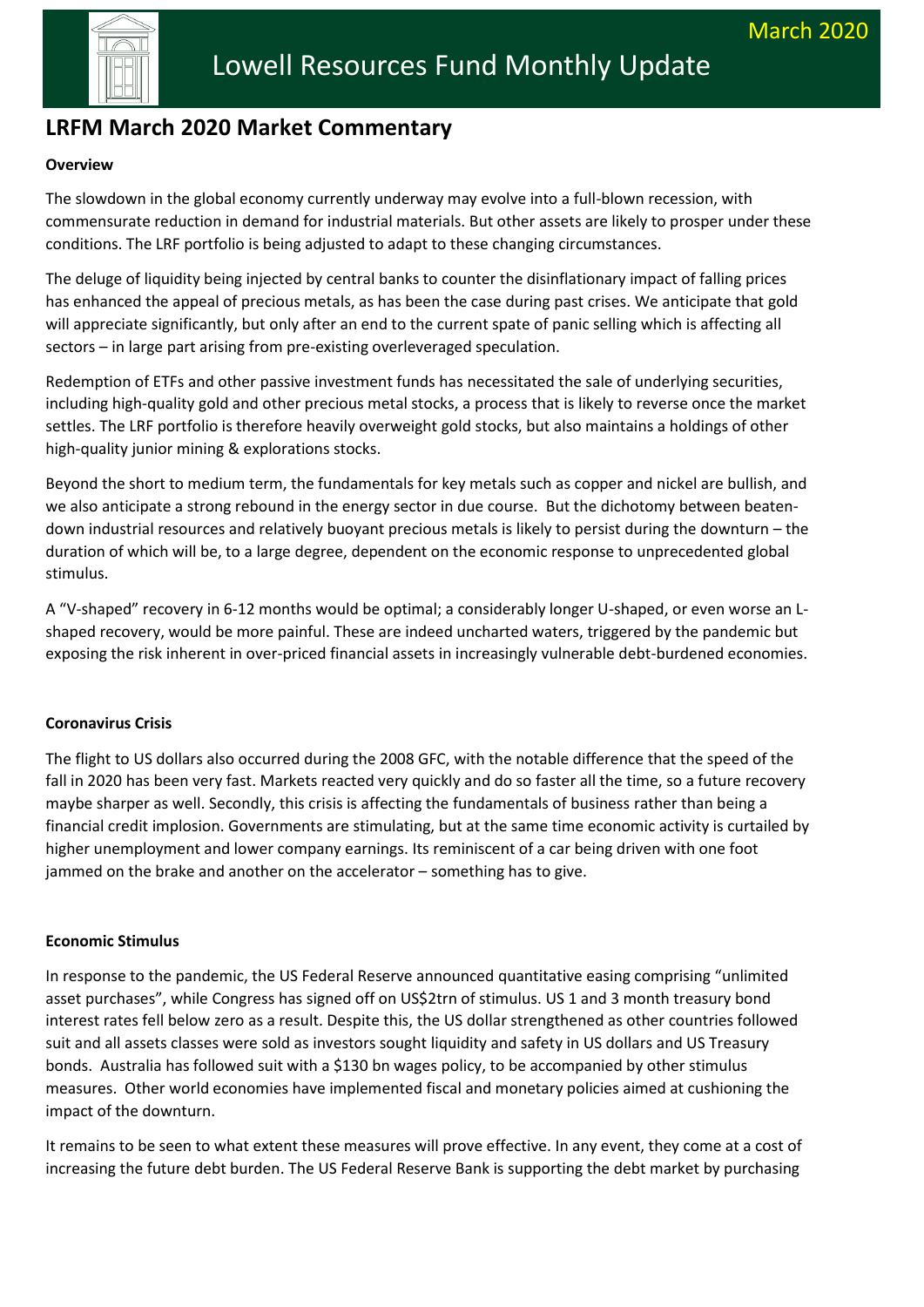# LRFM March 2020 Market Commentary

**Overview**

The slowdown in the global economy currently underway may evolve into a full-blown recession, with commensurate reduction in demand for industrial materials. But other assets are likely to prosper under these conditions. The LRF portfolio is being adjusted to adapt to these changing circumstances.

The deluge of liquidity being injected by central banks to counter the disinflationary impact of falling prices has enhanced the appeal of precious metals, as has been the case during past crises. We anticipate that gold will appreciate significantly, but only after an end to the current spate of panic selling which is affecting all sectors – in large part arising from pre-existing overleveraged speculation.

Redemption of ETFs and other passive investment funds has necessitated the sale of underlying securities, including high-quality gold and other precious metal stocks, a process that is likely to reverse once the market settles. The LRF portfolio is therefore heavily overweight gold stocks, but also maintains a holdings of other high-quality junior mining & explorations stocks.

Beyond the short to medium term, the fundamentals for key metals such as copper and nickel are bullish, and we also anticipate a strong rebound in the energy sector in due course. But the dichotomy between beaten-down industrial resources and relatively buoyant precious metals is likely to persist during the downturn – the duration of which will be, to a large degree, dependent on the economic response to unprecedented global stimulus.

A "V-shaped" recovery in 6-12 months would be optimal; a considerably longer U-shaped, or even worse an L-shaped recovery, would be more painful. These are indeed uncharted waters, triggered by the pandemic but exposing the risk inherent in over-priced financial assets in increasingly vulnerable debt-burdened economies.

**Coronavirus Crisis**

The flight to US dollars also occurred during the 2008 GFC, with the notable difference that the speed of the fall in 2020 has been very fast. Markets reacted very quickly and do so faster all the time, so a future recovery maybe sharper as well. Secondly, this crisis is affecting the fundamentals of business rather than being a financial credit implosion. Governments are stimulating, but at the same time economic activity is curtailed by higher unemployment and lower company earnings. Its reminiscent of a car being driven with one foot jammed on the brake and another on the accelerator – something has to give.

**Economic Stimulus**

In response to the pandemic, the US Federal Reserve announced quantitative easing comprising "unlimited asset purchases", while Congress has signed off on US$2trn of stimulus. US 1 and 3 month treasury bond interest rates fell below zero as a result. Despite this, the US dollar strengthened as other countries followed suit and all assets classes were sold as investors sought liquidity and safety in US dollars and US Treasury bonds. Australia has followed suit with a $130 bn wages policy, to be accompanied by other stimulus measures. Other world economies have implemented fiscal and monetary policies aimed at cushioning the impact of the downturn.

It remains to be seen to what extent these measures will prove effective. In any event, they come at a cost of increasing the future debt burden. The US Federal Reserve Bank is supporting the debt market by purchasing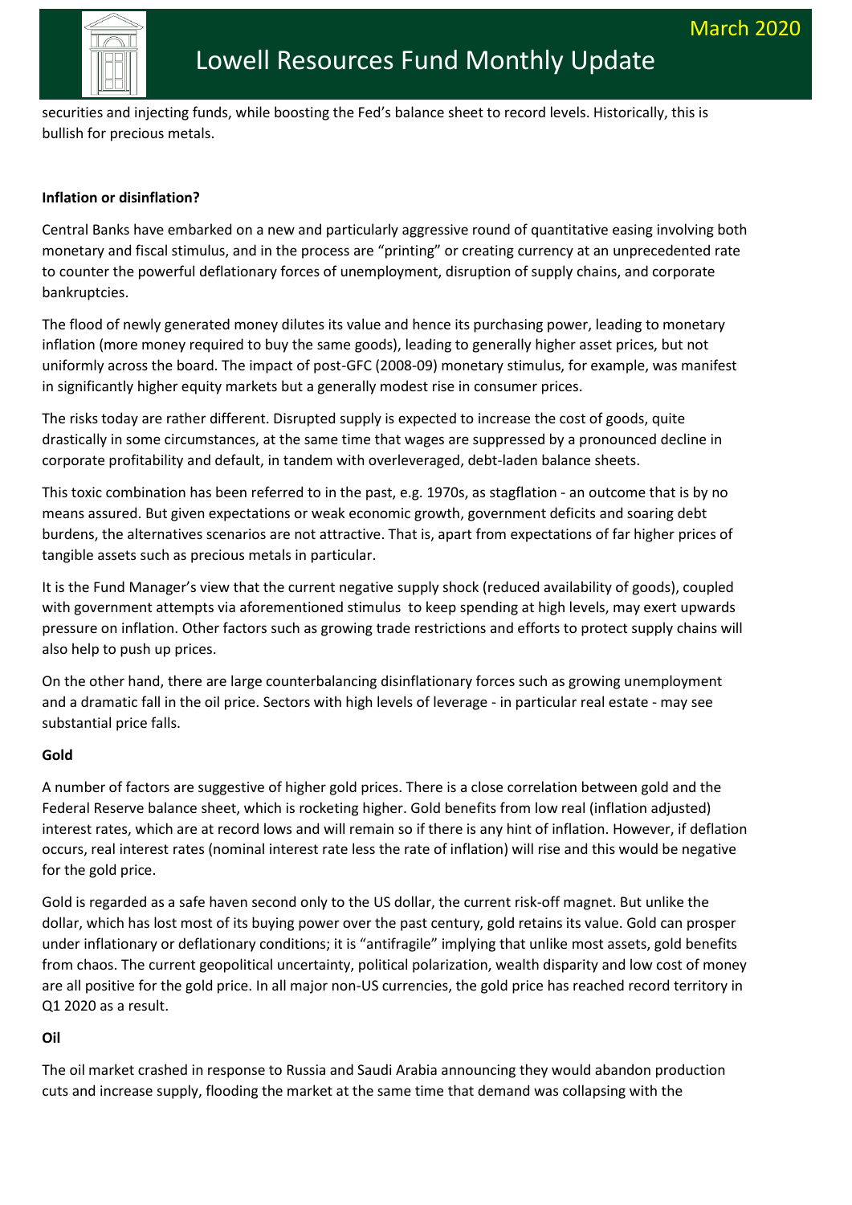securities and injecting funds, while boosting the Fed's balance sheet to record levels. Historically, this is bullish for precious metals.

**Inflation or disinflation?**

Central Banks have embarked on a new and particularly aggressive round of quantitative easing involving both monetary and fiscal stimulus, and in the process are "printing" or creating currency at an unprecedented rate to counter the powerful deflationary forces of unemployment, disruption of supply chains, and corporate bankruptcies.

The flood of newly generated money dilutes its value and hence its purchasing power, leading to monetary inflation (more money required to buy the same goods), leading to generally higher asset prices, but not uniformly across the board. The impact of post-GFC (2008-09) monetary stimulus, for example, was manifest in significantly higher equity markets but a generally modest rise in consumer prices.

The risks today are rather different. Disrupted supply is expected to increase the cost of goods, quite drastically in some circumstances, at the same time that wages are suppressed by a pronounced decline in corporate profitability and default, in tandem with overleveraged, debt-laden balance sheets.

This toxic combination has been referred to in the past, e.g. 1970s, as stagflation - an outcome that is by no means assured. But given expectations or weak economic growth, government deficits and soaring debt burdens, the alternatives scenarios are not attractive. That is, apart from expectations of far higher prices of tangible assets such as precious metals in particular.

It is the Fund Manager's view that the current negative supply shock (reduced availability of goods), coupled with government attempts via aforementioned stimulus to keep spending at high levels, may exert upwards pressure on inflation. Other factors such as growing trade restrictions and efforts to protect supply chains will also help to push up prices.

On the other hand, there are large counterbalancing disinflationary forces such as growing unemployment and a dramatic fall in the oil price. Sectors with high levels of leverage - in particular real estate - may see substantial price falls.

**Gold**

A number of factors are suggestive of higher gold prices. There is a close correlation between gold and the Federal Reserve balance sheet, which is rocketing higher. Gold benefits from low real (inflation adjusted) interest rates, which are at record lows and will remain so if there is any hint of inflation. However, if deflation occurs, real interest rates (nominal interest rate less the rate of inflation) will rise and this would be negative for the gold price.

Gold is regarded as a safe haven second only to the US dollar, the current risk-off magnet. But unlike the dollar, which has lost most of its buying power over the past century, gold retains its value. Gold can prosper under inflationary or deflationary conditions; it is "antifragile" implying that unlike most assets, gold benefits from chaos. The current geopolitical uncertainty, political polarization, wealth disparity and low cost of money are all positive for the gold price. In all major non-US currencies, the gold price has reached record territory in Q1 2020 as a result.

**Oil**

The oil market crashed in response to Russia and Saudi Arabia announcing they would abandon production cuts and increase supply, flooding the market at the same time that demand was collapsing with the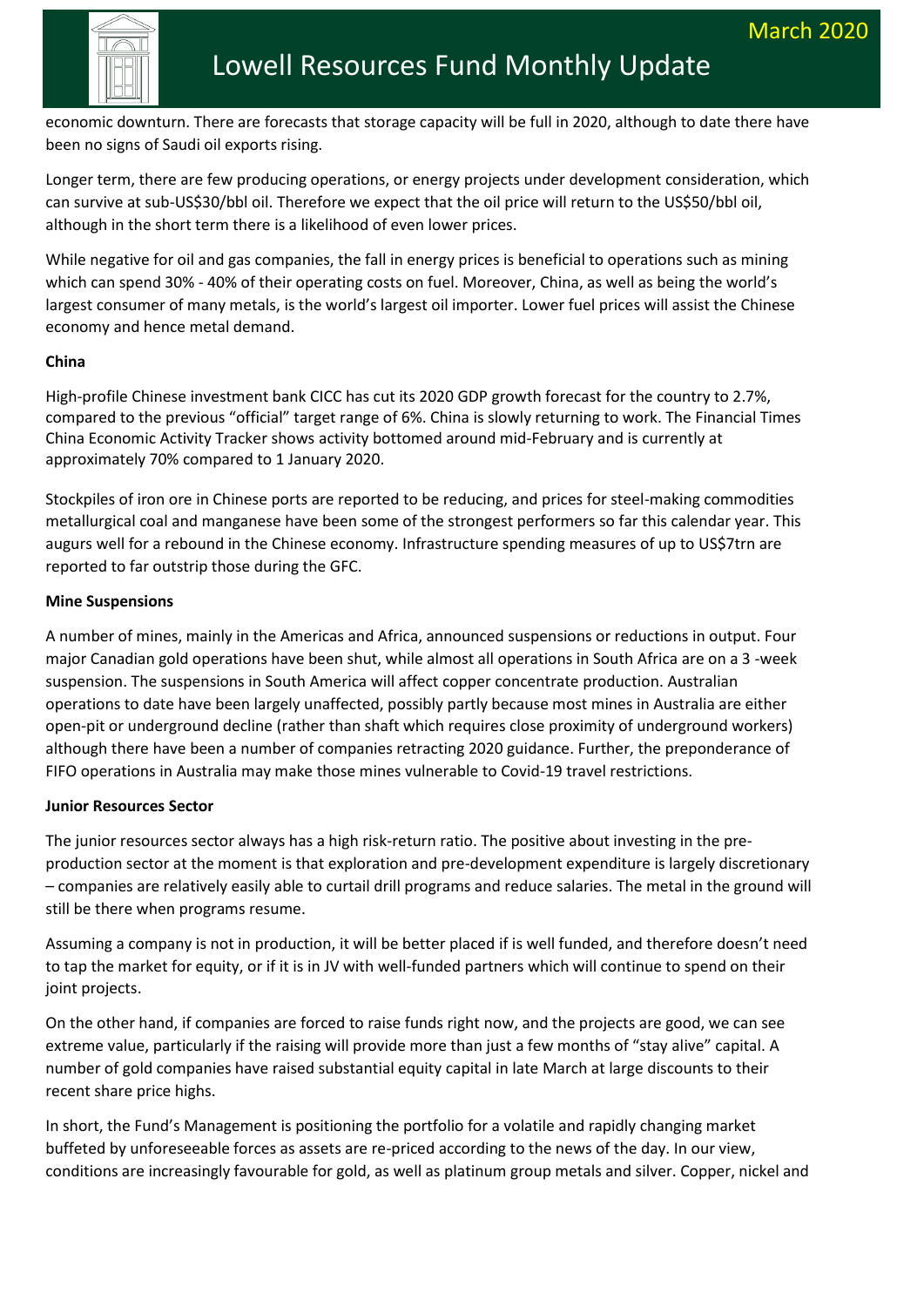economic downturn. There are forecasts that storage capacity will be full in 2020, although to date there have been no signs of Saudi oil exports rising.

Longer term, there are few producing operations, or energy projects under development consideration, which can survive at sub-US$30/bbl oil. Therefore we expect that the oil price will return to the US$50/bbl oil, although in the short term there is a likelihood of even lower prices.

While negative for oil and gas companies, the fall in energy prices is beneficial to operations such as mining which can spend 30% - 40% of their operating costs on fuel. Moreover, China, as well as being the world's largest consumer of many metals, is the world's largest oil importer. Lower fuel prices will assist the Chinese economy and hence metal demand.

**China**

High-profile Chinese investment bank CICC has cut its 2020 GDP growth forecast for the country to 2.7%, compared to the previous "official" target range of 6%. China is slowly returning to work. The Financial Times China Economic Activity Tracker shows activity bottomed around mid-February and is currently at approximately 70% compared to 1 January 2020.

Stockpiles of iron ore in Chinese ports are reported to be reducing, and prices for steel-making commodities metallurgical coal and manganese have been some of the strongest performers so far this calendar year. This augurs well for a rebound in the Chinese economy. Infrastructure spending measures of up to US$7trn are reported to far outstrip those during the GFC.

**Mine Suspensions**

A number of mines, mainly in the Americas and Africa, announced suspensions or reductions in output. Four major Canadian gold operations have been shut, while almost all operations in South Africa are on a 3 -week suspension. The suspensions in South America will affect copper concentrate production. Australian operations to date have been largely unaffected, possibly partly because most mines in Australia are either open-pit or underground decline (rather than shaft which requires close proximity of underground workers) although there have been a number of companies retracting 2020 guidance. Further, the preponderance of FIFO operations in Australia may make those mines vulnerable to Covid-19 travel restrictions.

**Junior Resources Sector**

The junior resources sector always has a high risk-return ratio. The positive about investing in the pre-production sector at the moment is that exploration and pre-development expenditure is largely discretionary – companies are relatively easily able to curtail drill programs and reduce salaries. The metal in the ground will still be there when programs resume.

Assuming a company is not in production, it will be better placed if is well funded, and therefore doesn't need to tap the market for equity, or if it is in JV with well-funded partners which will continue to spend on their joint projects.

On the other hand, if companies are forced to raise funds right now, and the projects are good, we can see extreme value, particularly if the raising will provide more than just a few months of "stay alive" capital. A number of gold companies have raised substantial equity capital in late March at large discounts to their recent share price highs.

In short, the Fund's Management is positioning the portfolio for a volatile and rapidly changing market buffeted by unforeseeable forces as assets are re-priced according to the news of the day. In our view, conditions are increasingly favourable for gold, as well as platinum group metals and silver. Copper, nickel and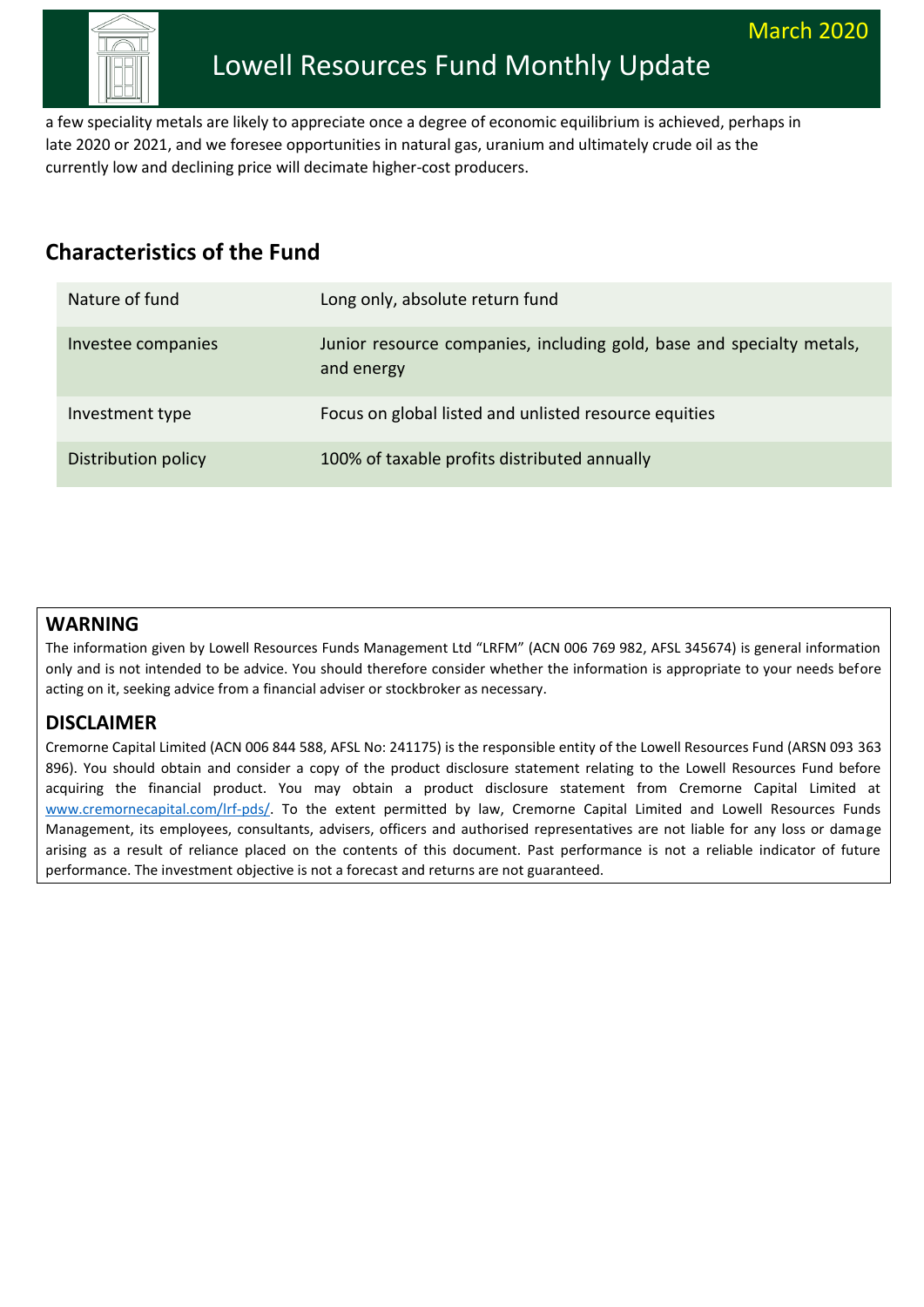a few speciality metals are likely to appreciate once a degree of economic equilibrium is achieved, perhaps in late 2020 or 2021, and we foresee opportunities in natural gas, uranium and ultimately crude oil as the currently low and declining price will decimate higher-cost producers.

## Characteristics of the Fund

| | |
|---|---|
| Nature of fund | Long only, absolute return fund |
| Investee companies | Junior resource companies, including gold, base and specialty metals, and energy |
| Investment type | Focus on global listed and unlisted resource equities |
| Distribution policy | 100% of taxable profits distributed annually |

## WARNING

The information given by Lowell Resources Funds Management Ltd "LRFM" (ACN 006 769 982, AFSL 345674) is general information only and is not intended to be advice. You should therefore consider whether the information is appropriate to your needs before acting on it, seeking advice from a financial adviser or stockbroker as necessary.

## DISCLAIMER

Cremorne Capital Limited (ACN 006 844 588, AFSL No: 241175) is the responsible entity of the Lowell Resources Fund (ARSN 093 363 896). You should obtain and consider a copy of the product disclosure statement relating to the Lowell Resources Fund before acquiring the financial product. You may obtain a product disclosure statement from Cremorne Capital Limited at www.cremornecapital.com/lrf-pds/. To the extent permitted by law, Cremorne Capital Limited and Lowell Resources Funds Management, its employees, consultants, advisers, officers and authorised representatives are not liable for any loss or damage arising as a result of reliance placed on the contents of this document. Past performance is not a reliable indicator of future performance. The investment objective is not a forecast and returns are not guaranteed.